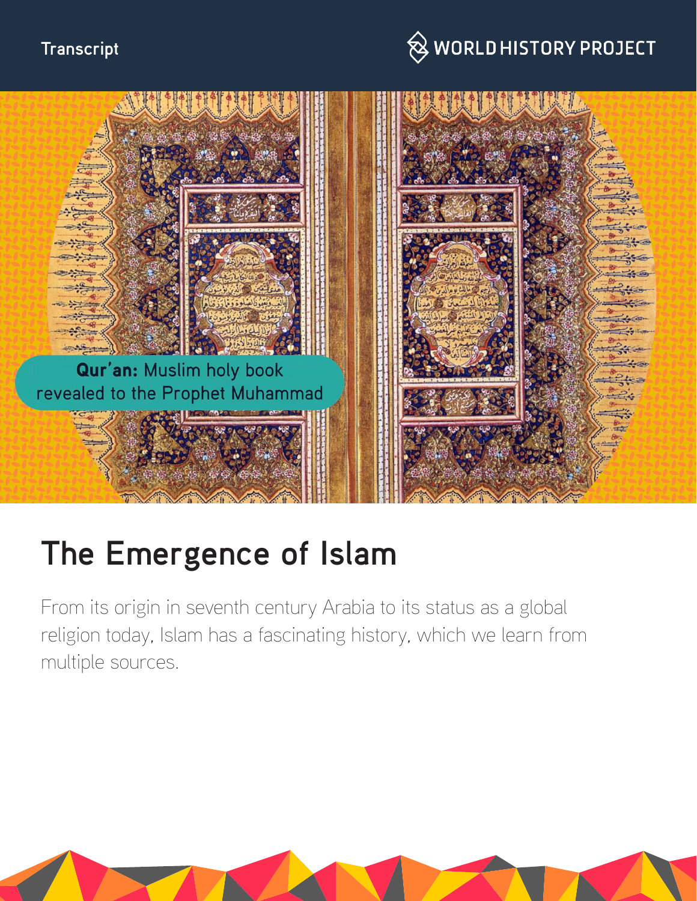Transcript

WORLD HISTORY PROJECT

**Qur'an:** Muslim holy book revealed to the Prophet Muhammad

# The Emergence of Islam

From its origin in seventh century Arabia to its status as a global religion today, Islam has a fascinating history, which we learn from multiple sources.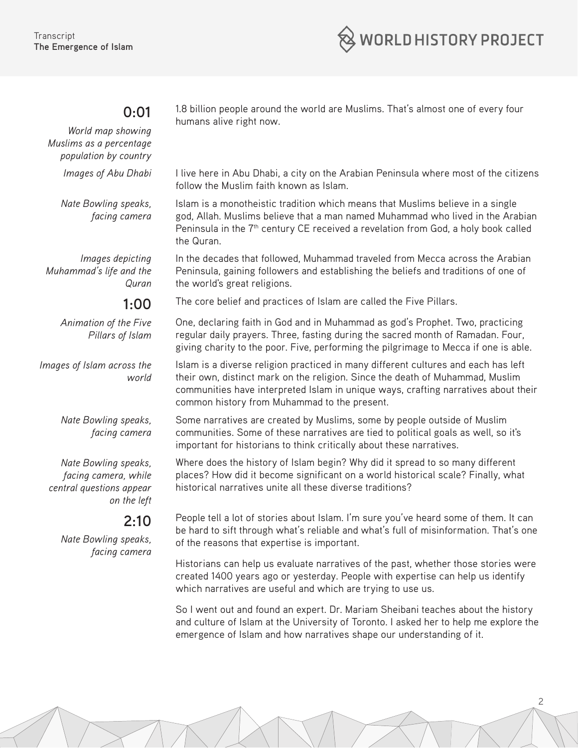**0:01**

*World map showing Muslims as a percentage population by country*

1.8 billion people around the world are Muslims. That's almost one of every four humans alive right now.

*Images of Abu Dhabi*

I live here in Abu Dhabi, a city on the Arabian Peninsula where most of the citizens follow the Muslim faith known as Islam.

*Nate Bowling speaks, facing camera*

Islam is a monotheistic tradition which means that Muslims believe in a single god, Allah. Muslims believe that a man named Muhammad who lived in the Arabian Peninsula in the 7th century CE received a revelation from God, a holy book called the Quran.

*Images depicting Muhammad's life and the Quran*

In the decades that followed, Muhammad traveled from Mecca across the Arabian Peninsula, gaining followers and establishing the beliefs and traditions of one of the world's great religions.

**1:00**

The core belief and practices of Islam are called the Five Pillars.

*Animation of the Five Pillars of Islam*

One, declaring faith in God and in Muhammad as god's Prophet. Two, practicing regular daily prayers. Three, fasting during the sacred month of Ramadan. Four, giving charity to the poor. Five, performing the pilgrimage to Mecca if one is able.

*Images of Islam across the world*

Islam is a diverse religion practiced in many different cultures and each has left their own, distinct mark on the religion. Since the death of Muhammad, Muslim communities have interpreted Islam in unique ways, crafting narratives about their common history from Muhammad to the present.

*Nate Bowling speaks, facing camera*

Some narratives are created by Muslims, some by people outside of Muslim communities. Some of these narratives are tied to political goals as well, so it's important for historians to think critically about these narratives.

*Nate Bowling speaks, facing camera, while central questions appear on the left*

Where does the history of Islam begin? Why did it spread to so many different places? How did it become significant on a world historical scale? Finally, what historical narratives unite all these diverse traditions?

**2:10**

*Nate Bowling speaks, facing camera*

People tell a lot of stories about Islam. I'm sure you've heard some of them. It can be hard to sift through what's reliable and what's full of misinformation. That's one of the reasons that expertise is important.

Historians can help us evaluate narratives of the past, whether those stories were created 1400 years ago or yesterday. People with expertise can help us identify which narratives are useful and which are trying to use us.

So I went out and found an expert. Dr. Mariam Sheibani teaches about the history and culture of Islam at the University of Toronto. I asked her to help me explore the emergence of Islam and how narratives shape our understanding of it.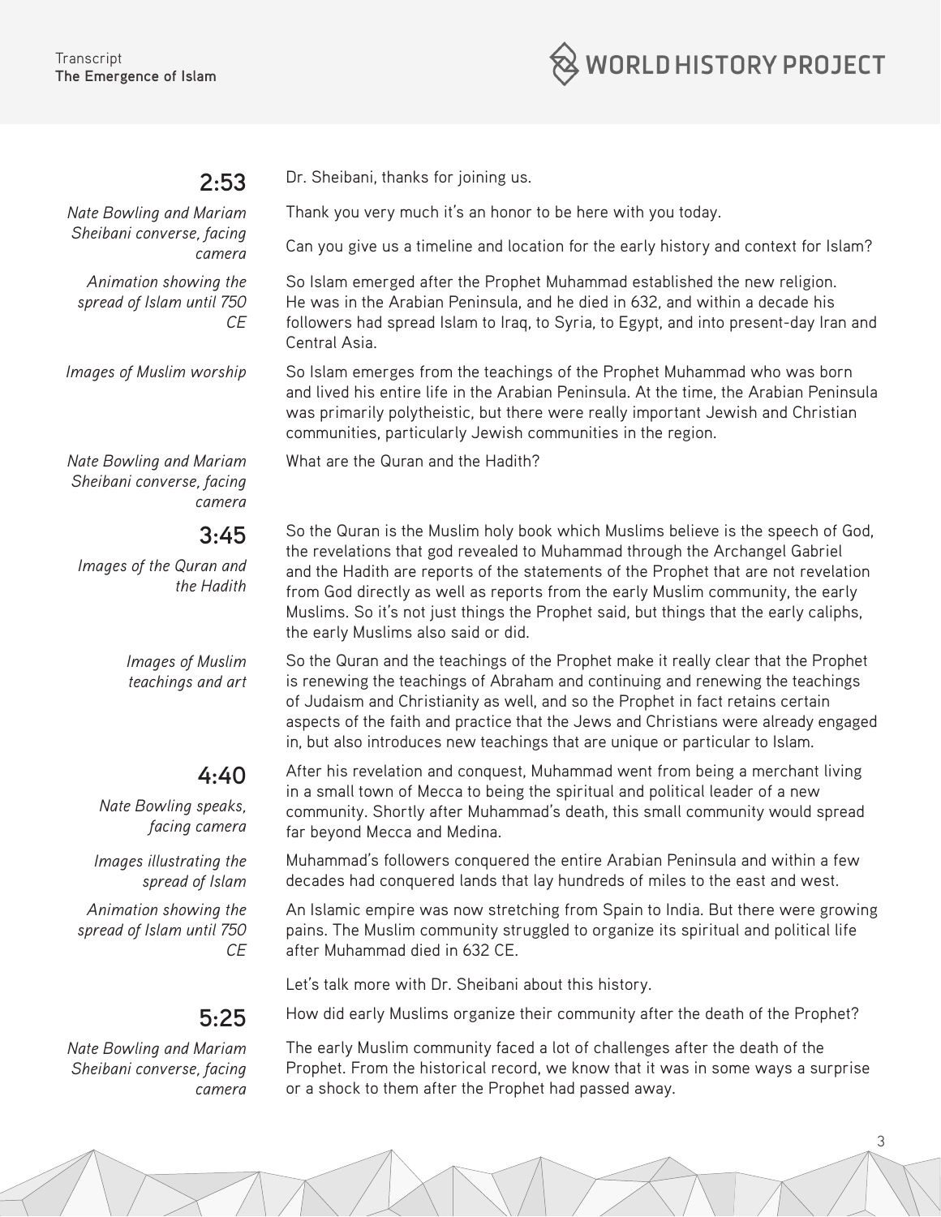**2:53**

*Nate Bowling and Mariam Sheibani converse, facing camera*

Dr. Sheibani, thanks for joining us.

Thank you very much it's an honor to be here with you today.

Can you give us a timeline and location for the early history and context for Islam?

*Animation showing the spread of Islam until 750 CE*

So Islam emerged after the Prophet Muhammad established the new religion. He was in the Arabian Peninsula, and he died in 632, and within a decade his followers had spread Islam to Iraq, to Syria, to Egypt, and into present-day Iran and Central Asia.

*Images of Muslim worship*

So Islam emerges from the teachings of the Prophet Muhammad who was born and lived his entire life in the Arabian Peninsula. At the time, the Arabian Peninsula was primarily polytheistic, but there were really important Jewish and Christian communities, particularly Jewish communities in the region.

*Nate Bowling and Mariam Sheibani converse, facing camera*

What are the Quran and the Hadith?

**3:45**

*Images of the Quran and the Hadith*

So the Quran is the Muslim holy book which Muslims believe is the speech of God, the revelations that god revealed to Muhammad through the Archangel Gabriel and the Hadith are reports of the statements of the Prophet that are not revelation from God directly as well as reports from the early Muslim community, the early Muslims. So it's not just things the Prophet said, but things that the early caliphs, the early Muslims also said or did.

*Images of Muslim teachings and art*

So the Quran and the teachings of the Prophet make it really clear that the Prophet is renewing the teachings of Abraham and continuing and renewing the teachings of Judaism and Christianity as well, and so the Prophet in fact retains certain aspects of the faith and practice that the Jews and Christians were already engaged in, but also introduces new teachings that are unique or particular to Islam.

**4:40**

*Nate Bowling speaks, facing camera*

After his revelation and conquest, Muhammad went from being a merchant living in a small town of Mecca to being the spiritual and political leader of a new community. Shortly after Muhammad's death, this small community would spread far beyond Mecca and Medina.

*Images illustrating the spread of Islam*

Muhammad's followers conquered the entire Arabian Peninsula and within a few decades had conquered lands that lay hundreds of miles to the east and west.

*Animation showing the spread of Islam until 750 CE*

An Islamic empire was now stretching from Spain to India. But there were growing pains. The Muslim community struggled to organize its spiritual and political life after Muhammad died in 632 CE.

Let's talk more with Dr. Sheibani about this history.

**5:25**

How did early Muslims organize their community after the death of the Prophet?

*Nate Bowling and Mariam Sheibani converse, facing camera*

The early Muslim community faced a lot of challenges after the death of the Prophet. From the historical record, we know that it was in some ways a surprise or a shock to them after the Prophet had passed away.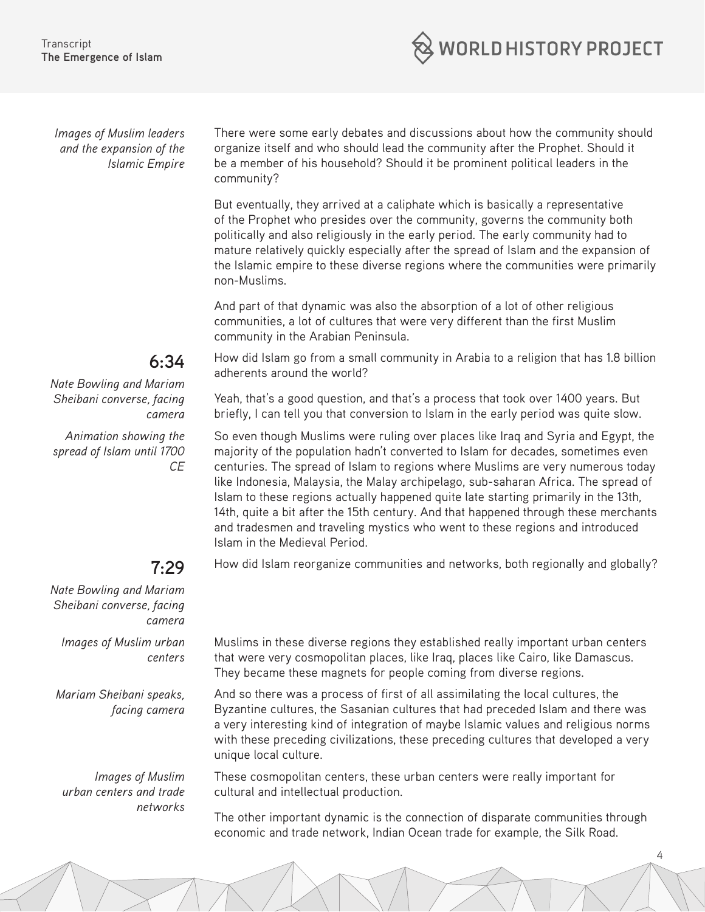*Images of Muslim leaders and the expansion of the Islamic Empire*

There were some early debates and discussions about how the community should organize itself and who should lead the community after the Prophet. Should it be a member of his household? Should it be prominent political leaders in the community?

But eventually, they arrived at a caliphate which is basically a representative of the Prophet who presides over the community, governs the community both politically and also religiously in the early period. The early community had to mature relatively quickly especially after the spread of Islam and the expansion of the Islamic empire to these diverse regions where the communities were primarily non-Muslims.

And part of that dynamic was also the absorption of a lot of other religious communities, a lot of cultures that were very different than the first Muslim community in the Arabian Peninsula.

**6:34**

*Nate Bowling and Mariam Sheibani converse, facing camera*

How did Islam go from a small community in Arabia to a religion that has 1.8 billion adherents around the world?

Yeah, that's a good question, and that's a process that took over 1400 years. But briefly, I can tell you that conversion to Islam in the early period was quite slow.

*Animation showing the spread of Islam until 1700 CE*

So even though Muslims were ruling over places like Iraq and Syria and Egypt, the majority of the population hadn't converted to Islam for decades, sometimes even centuries. The spread of Islam to regions where Muslims are very numerous today like Indonesia, Malaysia, the Malay archipelago, sub-saharan Africa. The spread of Islam to these regions actually happened quite late starting primarily in the 13th, 14th, quite a bit after the 15th century. And that happened through these merchants and tradesmen and traveling mystics who went to these regions and introduced Islam in the Medieval Period.

**7:29**

*Nate Bowling and Mariam Sheibani converse, facing camera*

How did Islam reorganize communities and networks, both regionally and globally?

*Images of Muslim urban centers*

Muslims in these diverse regions they established really important urban centers that were very cosmopolitan places, like Iraq, places like Cairo, like Damascus. They became these magnets for people coming from diverse regions.

*Mariam Sheibani speaks, facing camera*

And so there was a process of first of all assimilating the local cultures, the Byzantine cultures, the Sasanian cultures that had preceded Islam and there was a very interesting kind of integration of maybe Islamic values and religious norms with these preceding civilizations, these preceding cultures that developed a very unique local culture.

*Images of Muslim urban centers and trade networks*

These cosmopolitan centers, these urban centers were really important for cultural and intellectual production.

The other important dynamic is the connection of disparate communities through economic and trade network, Indian Ocean trade for example, the Silk Road.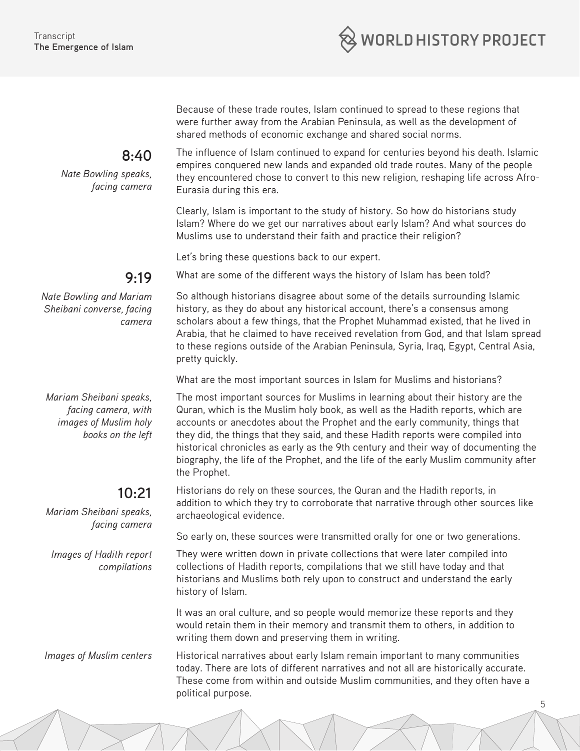Because of these trade routes, Islam continued to spread to these regions that were further away from the Arabian Peninsula, as well as the development of shared methods of economic exchange and shared social norms.

**8:40**

*Nate Bowling speaks, facing camera*

The influence of Islam continued to expand for centuries beyond his death. Islamic empires conquered new lands and expanded old trade routes. Many of the people they encountered chose to convert to this new religion, reshaping life across Afro-Eurasia during this era.

Clearly, Islam is important to the study of history. So how do historians study Islam? Where do we get our narratives about early Islam? And what sources do Muslims use to understand their faith and practice their religion?

Let's bring these questions back to our expert.

**9:19**

*Nate Bowling and Mariam Sheibani converse, facing camera*

What are some of the different ways the history of Islam has been told?

So although historians disagree about some of the details surrounding Islamic history, as they do about any historical account, there's a consensus among scholars about a few things, that the Prophet Muhammad existed, that he lived in Arabia, that he claimed to have received revelation from God, and that Islam spread to these regions outside of the Arabian Peninsula, Syria, Iraq, Egypt, Central Asia, pretty quickly.

What are the most important sources in Islam for Muslims and historians?

*Mariam Sheibani speaks, facing camera, with images of Muslim holy books on the left*

The most important sources for Muslims in learning about their history are the Quran, which is the Muslim holy book, as well as the Hadith reports, which are accounts or anecdotes about the Prophet and the early community, things that they did, the things that they said, and these Hadith reports were compiled into historical chronicles as early as the 9th century and their way of documenting the biography, the life of the Prophet, and the life of the early Muslim community after the Prophet.

**10:21**

*Mariam Sheibani speaks, facing camera*

Historians do rely on these sources, the Quran and the Hadith reports, in addition to which they try to corroborate that narrative through other sources like archaeological evidence.

So early on, these sources were transmitted orally for one or two generations.

*Images of Hadith report compilations*

They were written down in private collections that were later compiled into collections of Hadith reports, compilations that we still have today and that historians and Muslims both rely upon to construct and understand the early history of Islam.

It was an oral culture, and so people would memorize these reports and they would retain them in their memory and transmit them to others, in addition to writing them down and preserving them in writing.

*Images of Muslim centers*

Historical narratives about early Islam remain important to many communities today. There are lots of different narratives and not all are historically accurate. These come from within and outside Muslim communities, and they often have a political purpose.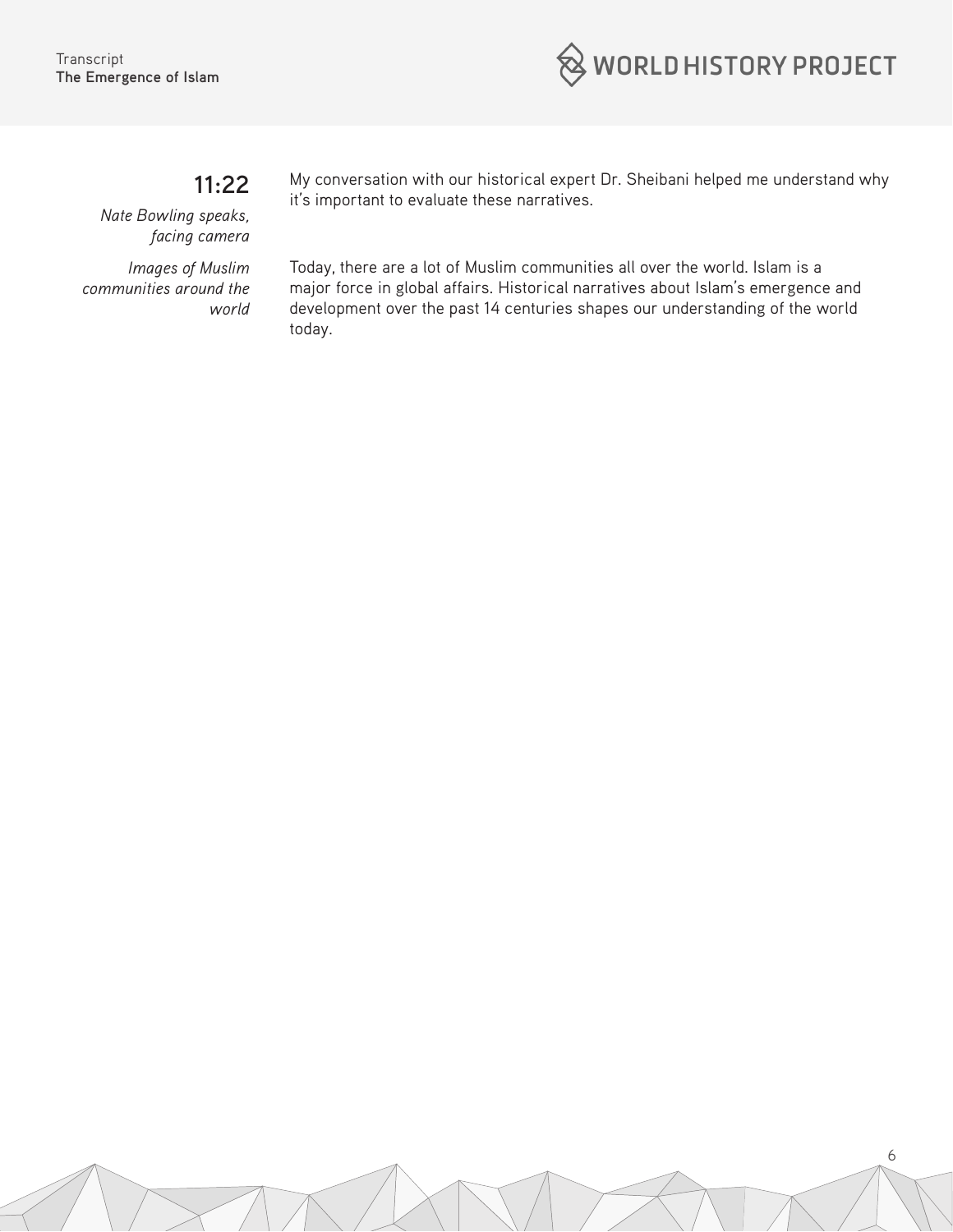## 11:22

*Nate Bowling speaks, facing camera*

My conversation with our historical expert Dr. Sheibani helped me understand why it's important to evaluate these narratives.

*Images of Muslim communities around the world*

Today, there are a lot of Muslim communities all over the world. Islam is a major force in global affairs. Historical narratives about Islam's emergence and development over the past 14 centuries shapes our understanding of the world today.